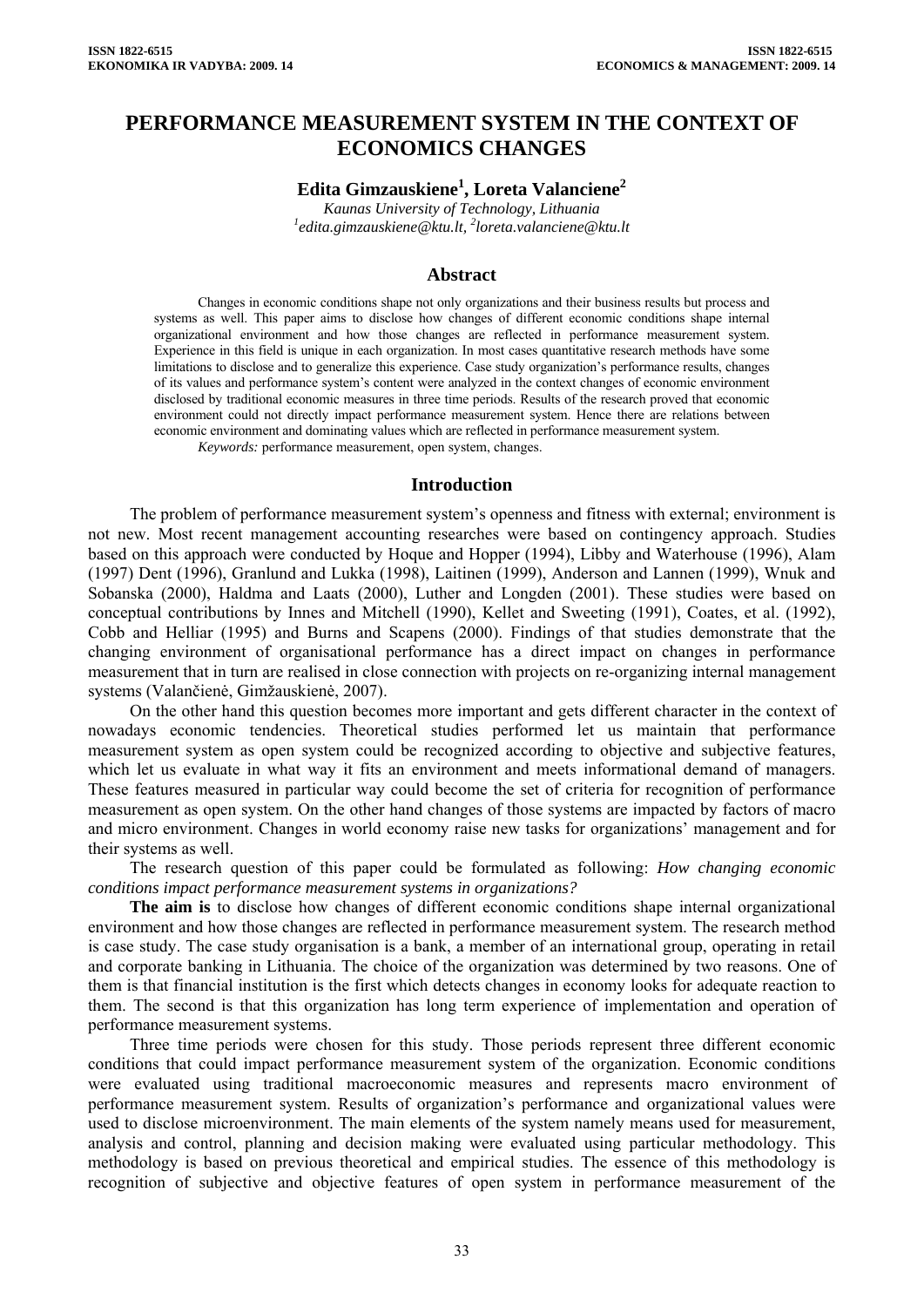# PERFORMANCE MEASUREMENT SYSTEM IN THE CONTEXT OF ECONOMICS CHANGES

**Edita Gimzauskiene[1], Loreta Valanciene[2]**

*Kaunas University of Technology, Lithuania*
*[1]edita.gimzauskiene@ktu.lt, [2]loreta.valanciene@ktu.lt*

## Abstract

Changes in economic conditions shape not only organizations and their business results but process and systems as well. This paper aims to disclose how changes of different economic conditions shape internal organizational environment and how those changes are reflected in performance measurement system. Experience in this field is unique in each organization. In most cases quantitative research methods have some limitations to disclose and to generalize this experience. Case study organization's performance results, changes of its values and performance system's content were analyzed in the context changes of economic environment disclosed by traditional economic measures in three time periods. Results of the research proved that economic environment could not directly impact performance measurement system. Hence there are relations between economic environment and dominating values which are reflected in performance measurement system.

*Keywords:* performance measurement, open system, changes.

## Introduction

The problem of performance measurement system's openness and fitness with external; environment is not new. Most recent management accounting researches were based on contingency approach. Studies based on this approach were conducted by Hoque and Hopper (1994), Libby and Waterhouse (1996), Alam (1997) Dent (1996), Granlund and Lukka (1998), Laitinen (1999), Anderson and Lannen (1999), Wnuk and Sobanska (2000), Haldma and Laats (2000), Luther and Longden (2001). These studies were based on conceptual contributions by Innes and Mitchell (1990), Kellet and Sweeting (1991), Coates, et al. (1992), Cobb and Helliar (1995) and Burns and Scapens (2000). Findings of that studies demonstrate that the changing environment of organisational performance has a direct impact on changes in performance measurement that in turn are realised in close connection with projects on re-organizing internal management systems (Valančienė, Gimžauskienė, 2007).

On the other hand this question becomes more important and gets different character in the context of nowadays economic tendencies. Theoretical studies performed let us maintain that performance measurement system as open system could be recognized according to objective and subjective features, which let us evaluate in what way it fits an environment and meets informational demand of managers. These features measured in particular way could become the set of criteria for recognition of performance measurement as open system. On the other hand changes of those systems are impacted by factors of macro and micro environment. Changes in world economy raise new tasks for organizations' management and for their systems as well.

The research question of this paper could be formulated as following: *How changing economic conditions impact performance measurement systems in organizations?*

**The aim is** to disclose how changes of different economic conditions shape internal organizational environment and how those changes are reflected in performance measurement system. The research method is case study. The case study organisation is a bank, a member of an international group, operating in retail and corporate banking in Lithuania. The choice of the organization was determined by two reasons. One of them is that financial institution is the first which detects changes in economy looks for adequate reaction to them. The second is that this organization has long term experience of implementation and operation of performance measurement systems.

Three time periods were chosen for this study. Those periods represent three different economic conditions that could impact performance measurement system of the organization. Economic conditions were evaluated using traditional macroeconomic measures and represents macro environment of performance measurement system. Results of organization's performance and organizational values were used to disclose microenvironment. The main elements of the system namely means used for measurement, analysis and control, planning and decision making were evaluated using particular methodology. This methodology is based on previous theoretical and empirical studies. The essence of this methodology is recognition of subjective and objective features of open system in performance measurement of the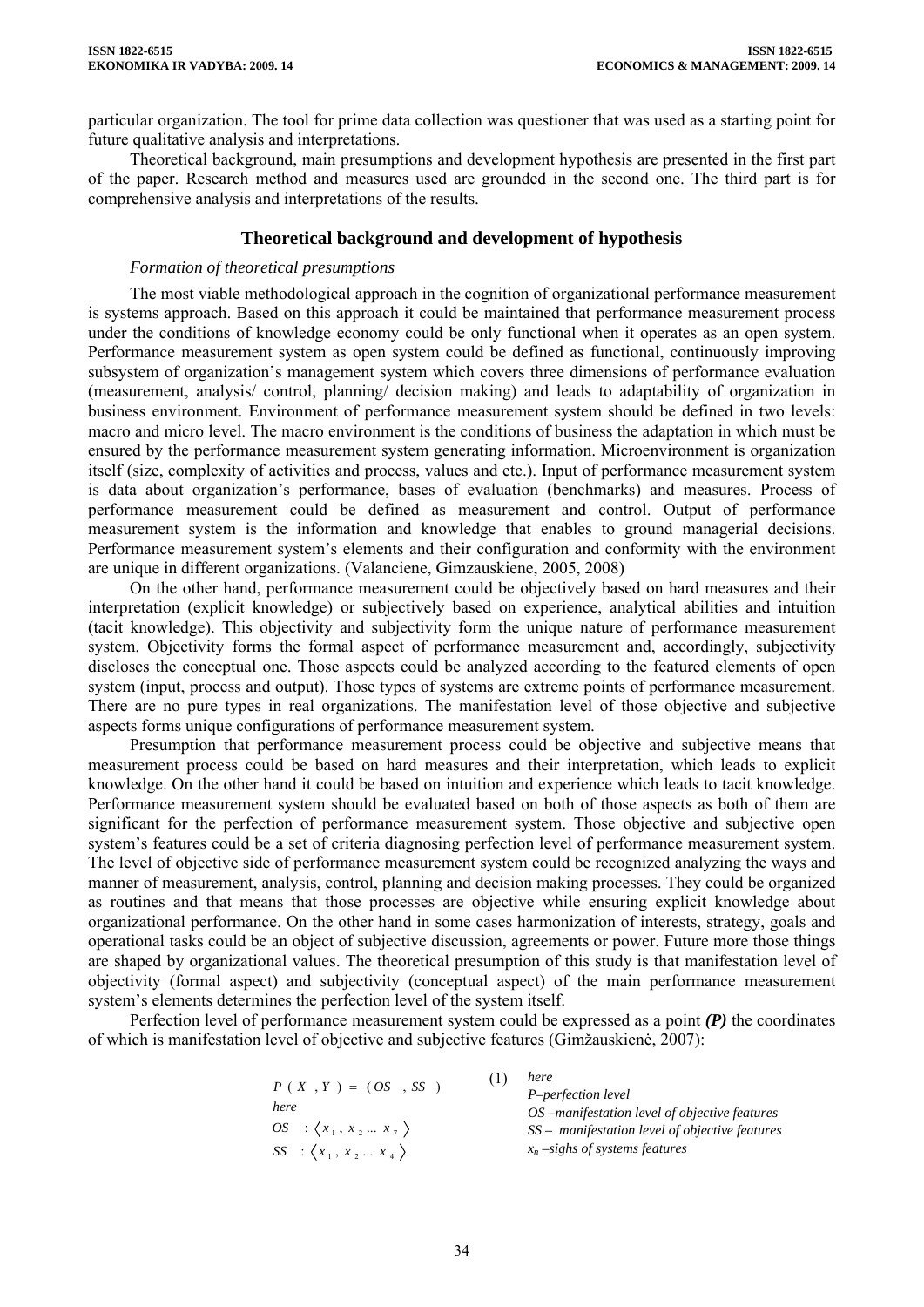particular organization. The tool for prime data collection was questioner that was used as a starting point for future qualitative analysis and interpretations.

Theoretical background, main presumptions and development hypothesis are presented in the first part of the paper. Research method and measures used are grounded in the second one. The third part is for comprehensive analysis and interpretations of the results.

## Theoretical background and development of hypothesis

*Formation of theoretical presumptions*

The most viable methodological approach in the cognition of organizational performance measurement is systems approach. Based on this approach it could be maintained that performance measurement process under the conditions of knowledge economy could be only functional when it operates as an open system. Performance measurement system as open system could be defined as functional, continuously improving subsystem of organization's management system which covers three dimensions of performance evaluation (measurement, analysis/ control, planning/ decision making) and leads to adaptability of organization in business environment. Environment of performance measurement system should be defined in two levels: macro and micro level. The macro environment is the conditions of business the adaptation in which must be ensured by the performance measurement system generating information. Microenvironment is organization itself (size, complexity of activities and process, values and etc.). Input of performance measurement system is data about organization's performance, bases of evaluation (benchmarks) and measures. Process of performance measurement could be defined as measurement and control. Output of performance measurement system is the information and knowledge that enables to ground managerial decisions. Performance measurement system's elements and their configuration and conformity with the environment are unique in different organizations. (Valanciene, Gimzauskiene, 2005, 2008)

On the other hand, performance measurement could be objectively based on hard measures and their interpretation (explicit knowledge) or subjectively based on experience, analytical abilities and intuition (tacit knowledge). This objectivity and subjectivity form the unique nature of performance measurement system. Objectivity forms the formal aspect of performance measurement and, accordingly, subjectivity discloses the conceptual one. Those aspects could be analyzed according to the featured elements of open system (input, process and output). Those types of systems are extreme points of performance measurement. There are no pure types in real organizations. The manifestation level of those objective and subjective aspects forms unique configurations of performance measurement system.

Presumption that performance measurement process could be objective and subjective means that measurement process could be based on hard measures and their interpretation, which leads to explicit knowledge. On the other hand it could be based on intuition and experience which leads to tacit knowledge. Performance measurement system should be evaluated based on both of those aspects as both of them are significant for the perfection of performance measurement system. Those objective and subjective open system's features could be a set of criteria diagnosing perfection level of performance measurement system. The level of objective side of performance measurement system could be recognized analyzing the ways and manner of measurement, analysis, control, planning and decision making processes. They could be organized as routines and that means that those processes are objective while ensuring explicit knowledge about organizational performance. On the other hand in some cases harmonization of interests, strategy, goals and operational tasks could be an object of subjective discussion, agreements or power. Future more those things are shaped by organizational values. The theoretical presumption of this study is that manifestation level of objectivity (formal aspect) and subjectivity (conceptual aspect) of the main performance measurement system's elements determines the perfection level of the system itself.

Perfection level of performance measurement system could be expressed as a point ***(P)*** the coordinates of which is manifestation level of objective and subjective features (Gimžauskienė, 2007):

$$P(X, Y) = (OS, SS) \quad (1)$$

*here*

$$OS : \langle x_1, x_2 \ldots x_7 \rangle$$

$$SS : \langle x_1, x_2 \ldots x_4 \rangle$$

*here*
*P–perfection level*
*OS –manifestation level of objective features*
*SS – manifestation level of objective features*
*$x_n$ –sighs of systems features*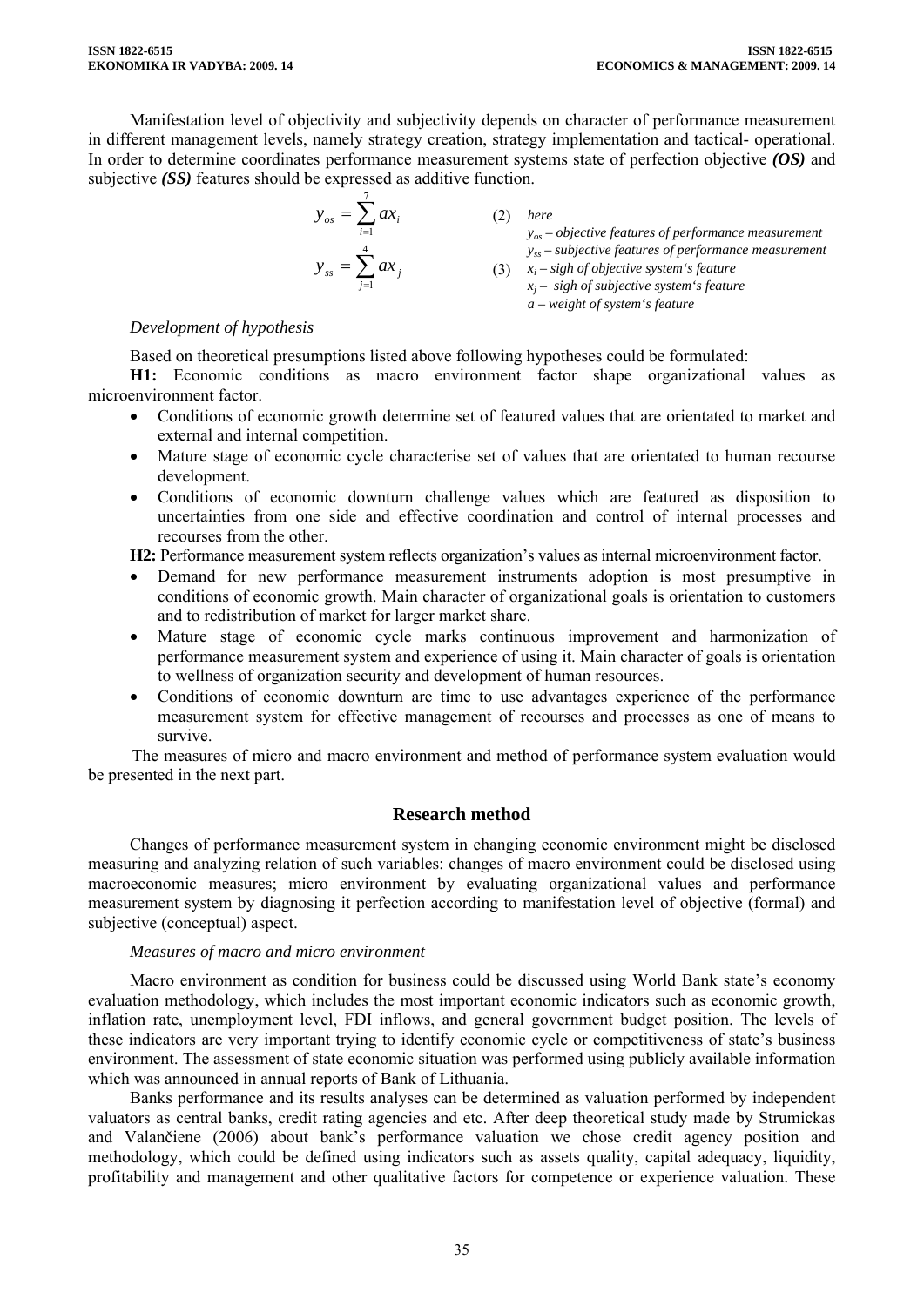Manifestation level of objectivity and subjectivity depends on character of performance measurement in different management levels, namely strategy creation, strategy implementation and tactical- operational. In order to determine coordinates performance measurement systems state of perfection objective ***(OS)*** and subjective ***(SS)*** features should be expressed as additive function.

$$y_{os} = \sum_{i=1}^{7} ax_i \qquad (2)$$

$$y_{ss} = \sum_{j=1}^{4} ax_j \qquad (3)$$

*here*
*$y_{os}$ – objective features of performance measurement*
*$y_{ss}$ – subjective features of performance measurement*
*$x_i$ – sigh of objective system's feature*
*$x_j$ – sigh of subjective system's feature*
*a – weight of system's feature*

*Development of hypothesis*

Based on theoretical presumptions listed above following hypotheses could be formulated:

**H1:** Economic conditions as macro environment factor shape organizational values as microenvironment factor.

- Conditions of economic growth determine set of featured values that are orientated to market and external and internal competition.
- Mature stage of economic cycle characterise set of values that are orientated to human recourse development.
- Conditions of economic downturn challenge values which are featured as disposition to uncertainties from one side and effective coordination and control of internal processes and recourses from the other.

**H2:** Performance measurement system reflects organization's values as internal microenvironment factor.

- Demand for new performance measurement instruments adoption is most presumptive in conditions of economic growth. Main character of organizational goals is orientation to customers and to redistribution of market for larger market share.
- Mature stage of economic cycle marks continuous improvement and harmonization of performance measurement system and experience of using it. Main character of goals is orientation to wellness of organization security and development of human resources.
- Conditions of economic downturn are time to use advantages experience of the performance measurement system for effective management of recourses and processes as one of means to survive.

The measures of micro and macro environment and method of performance system evaluation would be presented in the next part.

## Research method

Changes of performance measurement system in changing economic environment might be disclosed measuring and analyzing relation of such variables: changes of macro environment could be disclosed using macroeconomic measures; micro environment by evaluating organizational values and performance measurement system by diagnosing it perfection according to manifestation level of objective (formal) and subjective (conceptual) aspect.

*Measures of macro and micro environment*

Macro environment as condition for business could be discussed using World Bank state's economy evaluation methodology, which includes the most important economic indicators such as economic growth, inflation rate, unemployment level, FDI inflows, and general government budget position. The levels of these indicators are very important trying to identify economic cycle or competitiveness of state's business environment. The assessment of state economic situation was performed using publicly available information which was announced in annual reports of Bank of Lithuania.

Banks performance and its results analyses can be determined as valuation performed by independent valuators as central banks, credit rating agencies and etc. After deep theoretical study made by Strumickas and Valančiene (2006) about bank's performance valuation we chose credit agency position and methodology, which could be defined using indicators such as assets quality, capital adequacy, liquidity, profitability and management and other qualitative factors for competence or experience valuation. These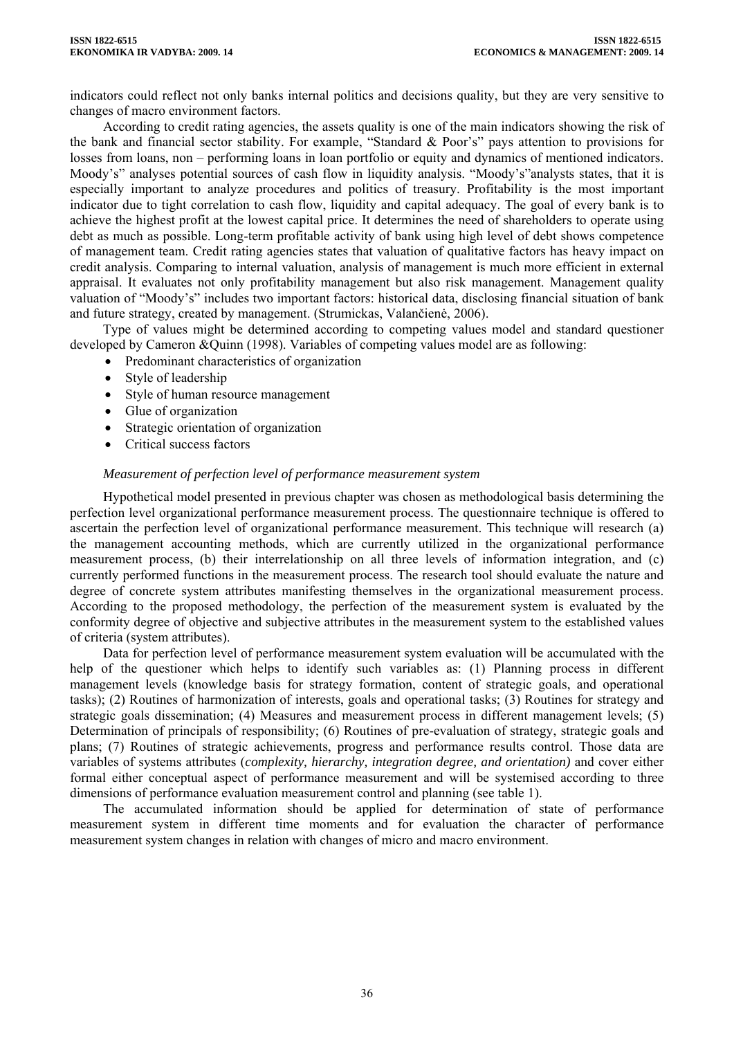indicators could reflect not only banks internal politics and decisions quality, but they are very sensitive to changes of macro environment factors.

According to credit rating agencies, the assets quality is one of the main indicators showing the risk of the bank and financial sector stability. For example, "Standard & Poor's" pays attention to provisions for losses from loans, non – performing loans in loan portfolio or equity and dynamics of mentioned indicators. Moody's" analyses potential sources of cash flow in liquidity analysis. "Moody's"analysts states, that it is especially important to analyze procedures and politics of treasury. Profitability is the most important indicator due to tight correlation to cash flow, liquidity and capital adequacy. The goal of every bank is to achieve the highest profit at the lowest capital price. It determines the need of shareholders to operate using debt as much as possible. Long-term profitable activity of bank using high level of debt shows competence of management team. Credit rating agencies states that valuation of qualitative factors has heavy impact on credit analysis. Comparing to internal valuation, analysis of management is much more efficient in external appraisal. It evaluates not only profitability management but also risk management. Management quality valuation of "Moody's" includes two important factors: historical data, disclosing financial situation of bank and future strategy, created by management. (Strumickas, Valančienė, 2006).

Type of values might be determined according to competing values model and standard questioner developed by Cameron &Quinn (1998). Variables of competing values model are as following:

- Predominant characteristics of organization
- Style of leadership
- Style of human resource management
- Glue of organization
- Strategic orientation of organization
- Critical success factors

*Measurement of perfection level of performance measurement system*

Hypothetical model presented in previous chapter was chosen as methodological basis determining the perfection level organizational performance measurement process. The questionnaire technique is offered to ascertain the perfection level of organizational performance measurement. This technique will research (a) the management accounting methods, which are currently utilized in the organizational performance measurement process, (b) their interrelationship on all three levels of information integration, and (c) currently performed functions in the measurement process. The research tool should evaluate the nature and degree of concrete system attributes manifesting themselves in the organizational measurement process. According to the proposed methodology, the perfection of the measurement system is evaluated by the conformity degree of objective and subjective attributes in the measurement system to the established values of criteria (system attributes).

Data for perfection level of performance measurement system evaluation will be accumulated with the help of the questioner which helps to identify such variables as: (1) Planning process in different management levels (knowledge basis for strategy formation, content of strategic goals, and operational tasks); (2) Routines of harmonization of interests, goals and operational tasks; (3) Routines for strategy and strategic goals dissemination; (4) Measures and measurement process in different management levels; (5) Determination of principals of responsibility; (6) Routines of pre-evaluation of strategy, strategic goals and plans; (7) Routines of strategic achievements, progress and performance results control. Those data are variables of systems attributes (*complexity, hierarchy, integration degree, and orientation)* and cover either formal either conceptual aspect of performance measurement and will be systemised according to three dimensions of performance evaluation measurement control and planning (see table 1).

The accumulated information should be applied for determination of state of performance measurement system in different time moments and for evaluation the character of performance measurement system changes in relation with changes of micro and macro environment.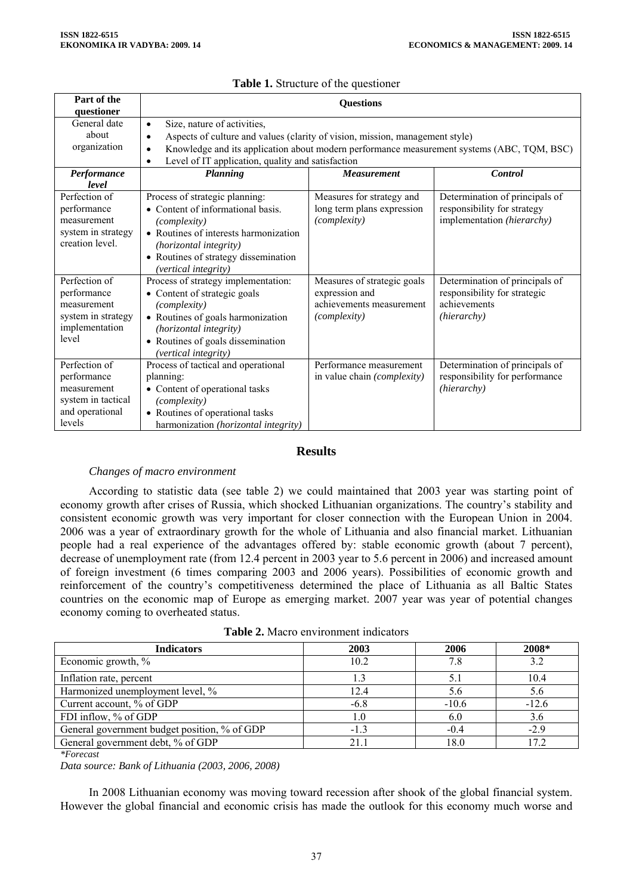**Table 1.** Structure of the questioner

| Part of the questioner | Questions | | |
|---|---|---|---|
| General date about organization | • Size, nature of activities,<br>• Aspects of culture and values (clarity of vision, mission, management style)<br>• Knowledge and its application about modern performance measurement systems (ABC, TQM, BSC)<br>• Level of IT application, quality and satisfaction | | |
| ***Performance level*** | ***Planning*** | ***Measurement*** | ***Control*** |
| Perfection of performance measurement system in strategy creation level. | Process of strategic planning:<br>• Content of informational basis. *(complexity)*<br>• Routines of interests harmonization *(horizontal integrity)*<br>• Routines of strategy dissemination *(vertical integrity)* | Measures for strategy and long term plans expression *(complexity)* | Determination of principals of responsibility for strategy implementation *(hierarchy)* |
| Perfection of performance measurement system in strategy implementation level | Process of strategy implementation:<br>• Content of strategic goals *(complexity)*<br>• Routines of goals harmonization *(horizontal integrity)*<br>• Routines of goals dissemination *(vertical integrity)* | Measures of strategic goals expression and achievements measurement *(complexity)* | Determination of principals of responsibility for strategic achievements *(hierarchy)* |
| Perfection of performance measurement system in tactical and operational levels | Process of tactical and operational planning:<br>• Content of operational tasks *(complexity)*<br>• Routines of operational tasks harmonization *(horizontal integrity)* | Performance measurement in value chain *(complexity)* | Determination of principals of responsibility for performance *(hierarchy)* |

## Results

*Changes of macro environment*

According to statistic data (see table 2) we could maintained that 2003 year was starting point of economy growth after crises of Russia, which shocked Lithuanian organizations. The country's stability and consistent economic growth was very important for closer connection with the European Union in 2004. 2006 was a year of extraordinary growth for the whole of Lithuania and also financial market. Lithuanian people had a real experience of the advantages offered by: stable economic growth (about 7 percent), decrease of unemployment rate (from 12.4 percent in 2003 year to 5.6 percent in 2006) and increased amount of foreign investment (6 times comparing 2003 and 2006 years). Possibilities of economic growth and reinforcement of the country's competitiveness determined the place of Lithuania as all Baltic States countries on the economic map of Europe as emerging market. 2007 year was year of potential changes economy coming to overheated status.

**Table 2.** Macro environment indicators

| Indicators | 2003 | 2006 | 2008* |
|---|---|---|---|
| Economic growth, % | 10.2 | 7.8 | 3.2 |
| Inflation rate, percent | 1.3 | 5.1 | 10.4 |
| Harmonized unemployment level, % | 12.4 | 5.6 | 5.6 |
| Current account, % of GDP | -6.8 | -10.6 | -12.6 |
| FDI inflow, % of GDP | 1.0 | 6.0 | 3.6 |
| General government budget position, % of GDP | -1.3 | -0.4 | -2.9 |
| General government debt, % of GDP | 21.1 | 18.0 | 17.2 |

*\*Forecast*

*Data source: Bank of Lithuania (2003, 2006, 2008)*

In 2008 Lithuanian economy was moving toward recession after shook of the global financial system. However the global financial and economic crisis has made the outlook for this economy much worse and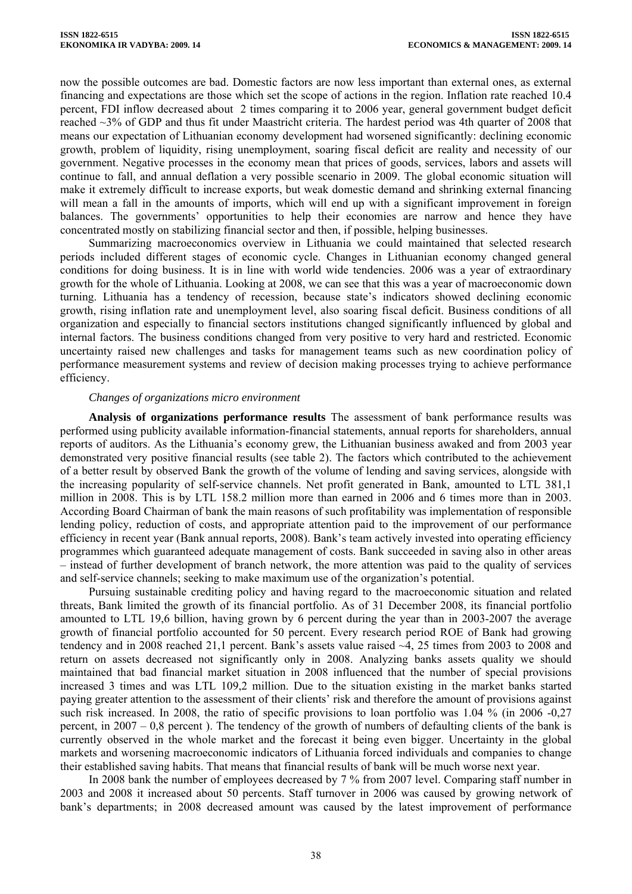now the possible outcomes are bad. Domestic factors are now less important than external ones, as external financing and expectations are those which set the scope of actions in the region. Inflation rate reached 10.4 percent, FDI inflow decreased about 2 times comparing it to 2006 year, general government budget deficit reached ~3% of GDP and thus fit under Maastricht criteria. The hardest period was 4th quarter of 2008 that means our expectation of Lithuanian economy development had worsened significantly: declining economic growth, problem of liquidity, rising unemployment, soaring fiscal deficit are reality and necessity of our government. Negative processes in the economy mean that prices of goods, services, labors and assets will continue to fall, and annual deflation a very possible scenario in 2009. The global economic situation will make it extremely difficult to increase exports, but weak domestic demand and shrinking external financing will mean a fall in the amounts of imports, which will end up with a significant improvement in foreign balances. The governments' opportunities to help their economies are narrow and hence they have concentrated mostly on stabilizing financial sector and then, if possible, helping businesses.

Summarizing macroeconomics overview in Lithuania we could maintained that selected research periods included different stages of economic cycle. Changes in Lithuanian economy changed general conditions for doing business. It is in line with world wide tendencies. 2006 was a year of extraordinary growth for the whole of Lithuania. Looking at 2008, we can see that this was a year of macroeconomic down turning. Lithuania has a tendency of recession, because state's indicators showed declining economic growth, rising inflation rate and unemployment level, also soaring fiscal deficit. Business conditions of all organization and especially to financial sectors institutions changed significantly influenced by global and internal factors. The business conditions changed from very positive to very hard and restricted. Economic uncertainty raised new challenges and tasks for management teams such as new coordination policy of performance measurement systems and review of decision making processes trying to achieve performance efficiency.

*Changes of organizations micro environment*

**Analysis of organizations performance results** The assessment of bank performance results was performed using publicity available information-financial statements, annual reports for shareholders, annual reports of auditors. As the Lithuania's economy grew, the Lithuanian business awaked and from 2003 year demonstrated very positive financial results (see table 2). The factors which contributed to the achievement of a better result by observed Bank the growth of the volume of lending and saving services, alongside with the increasing popularity of self-service channels. Net profit generated in Bank, amounted to LTL 381,1 million in 2008. This is by LTL 158.2 million more than earned in 2006 and 6 times more than in 2003. According Board Chairman of bank the main reasons of such profitability was implementation of responsible lending policy, reduction of costs, and appropriate attention paid to the improvement of our performance efficiency in recent year (Bank annual reports, 2008). Bank's team actively invested into operating efficiency programmes which guaranteed adequate management of costs. Bank succeeded in saving also in other areas – instead of further development of branch network, the more attention was paid to the quality of services and self-service channels; seeking to make maximum use of the organization's potential.

Pursuing sustainable crediting policy and having regard to the macroeconomic situation and related threats, Bank limited the growth of its financial portfolio. As of 31 December 2008, its financial portfolio amounted to LTL 19,6 billion, having grown by 6 percent during the year than in 2003-2007 the average growth of financial portfolio accounted for 50 percent. Every research period ROE of Bank had growing tendency and in 2008 reached 21,1 percent. Bank's assets value raised ~4, 25 times from 2003 to 2008 and return on assets decreased not significantly only in 2008. Analyzing banks assets quality we should maintained that bad financial market situation in 2008 influenced that the number of special provisions increased 3 times and was LTL 109,2 million. Due to the situation existing in the market banks started paying greater attention to the assessment of their clients' risk and therefore the amount of provisions against such risk increased. In 2008, the ratio of specific provisions to loan portfolio was 1.04 % (in 2006 -0,27 percent, in 2007 – 0,8 percent ). The tendency of the growth of numbers of defaulting clients of the bank is currently observed in the whole market and the forecast it being even bigger. Uncertainty in the global markets and worsening macroeconomic indicators of Lithuania forced individuals and companies to change their established saving habits. That means that financial results of bank will be much worse next year.

In 2008 bank the number of employees decreased by 7 % from 2007 level. Comparing staff number in 2003 and 2008 it increased about 50 percents. Staff turnover in 2006 was caused by growing network of bank's departments; in 2008 decreased amount was caused by the latest improvement of performance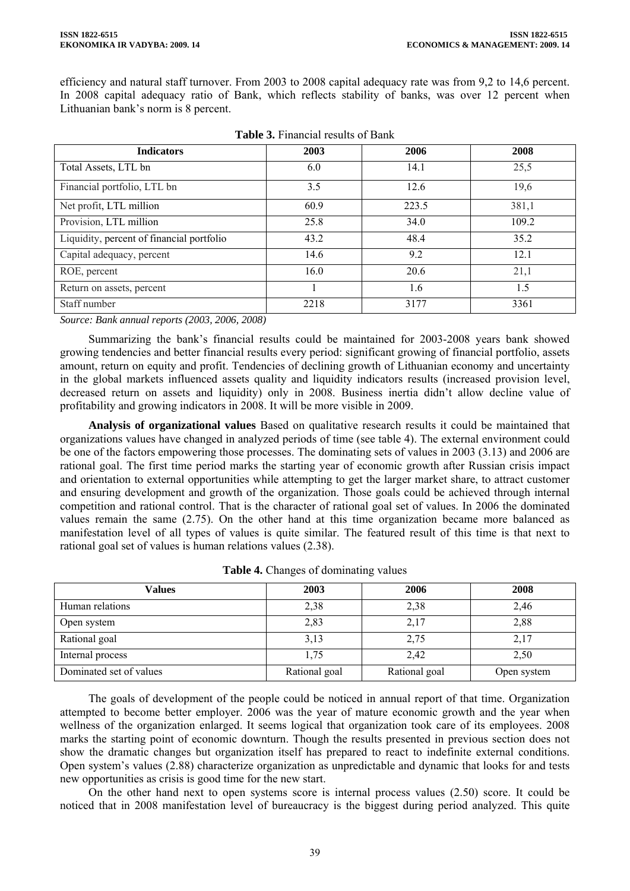efficiency and natural staff turnover. From 2003 to 2008 capital adequacy rate was from 9,2 to 14,6 percent. In 2008 capital adequacy ratio of Bank, which reflects stability of banks, was over 12 percent when Lithuanian bank's norm is 8 percent.

**Table 3.** Financial results of Bank

| Indicators | 2003 | 2006 | 2008 |
|---|---|---|---|
| Total Assets, LTL bn | 6.0 | 14.1 | 25,5 |
| Financial portfolio, LTL bn | 3.5 | 12.6 | 19,6 |
| Net profit, LTL million | 60.9 | 223.5 | 381,1 |
| Provision, LTL million | 25.8 | 34.0 | 109.2 |
| Liquidity, percent of financial portfolio | 43.2 | 48.4 | 35.2 |
| Capital adequacy, percent | 14.6 | 9.2 | 12.1 |
| ROE, percent | 16.0 | 20.6 | 21,1 |
| Return on assets, percent | 1 | 1.6 | 1.5 |
| Staff number | 2218 | 3177 | 3361 |

*Source: Bank annual reports (2003, 2006, 2008)*

Summarizing the bank's financial results could be maintained for 2003-2008 years bank showed growing tendencies and better financial results every period: significant growing of financial portfolio, assets amount, return on equity and profit. Tendencies of declining growth of Lithuanian economy and uncertainty in the global markets influenced assets quality and liquidity indicators results (increased provision level, decreased return on assets and liquidity) only in 2008. Business inertia didn't allow decline value of profitability and growing indicators in 2008. It will be more visible in 2009.

**Analysis of organizational values** Based on qualitative research results it could be maintained that organizations values have changed in analyzed periods of time (see table 4). The external environment could be one of the factors empowering those processes. The dominating sets of values in 2003 (3.13) and 2006 are rational goal. The first time period marks the starting year of economic growth after Russian crisis impact and orientation to external opportunities while attempting to get the larger market share, to attract customer and ensuring development and growth of the organization. Those goals could be achieved through internal competition and rational control. That is the character of rational goal set of values. In 2006 the dominated values remain the same (2.75). On the other hand at this time organization became more balanced as manifestation level of all types of values is quite similar. The featured result of this time is that next to rational goal set of values is human relations values (2.38).

**Table 4.** Changes of dominating values

| Values | 2003 | 2006 | 2008 |
|---|---|---|---|
| Human relations | 2,38 | 2,38 | 2,46 |
| Open system | 2,83 | 2,17 | 2,88 |
| Rational goal | 3,13 | 2,75 | 2,17 |
| Internal process | 1,75 | 2,42 | 2,50 |
| Dominated set of values | Rational goal | Rational goal | Open system |

The goals of development of the people could be noticed in annual report of that time. Organization attempted to become better employer. 2006 was the year of mature economic growth and the year when wellness of the organization enlarged. It seems logical that organization took care of its employees. 2008 marks the starting point of economic downturn. Though the results presented in previous section does not show the dramatic changes but organization itself has prepared to react to indefinite external conditions. Open system's values (2.88) characterize organization as unpredictable and dynamic that looks for and tests new opportunities as crisis is good time for the new start.

On the other hand next to open systems score is internal process values (2.50) score. It could be noticed that in 2008 manifestation level of bureaucracy is the biggest during period analyzed. This quite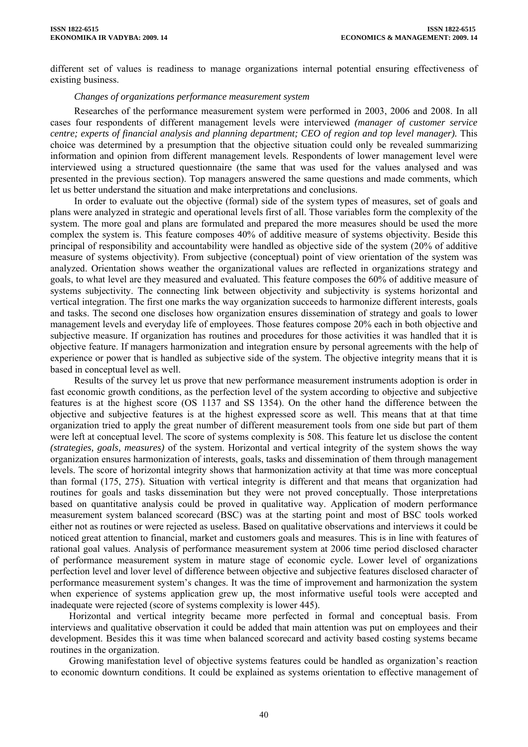different set of values is readiness to manage organizations internal potential ensuring effectiveness of existing business.

*Changes of organizations performance measurement system*

Researches of the performance measurement system were performed in 2003, 2006 and 2008. In all cases four respondents of different management levels were interviewed *(manager of customer service centre; experts of financial analysis and planning department; CEO of region and top level manager).* This choice was determined by a presumption that the objective situation could only be revealed summarizing information and opinion from different management levels. Respondents of lower management level were interviewed using a structured questionnaire (the same that was used for the values analysed and was presented in the previous section). Top managers answered the same questions and made comments, which let us better understand the situation and make interpretations and conclusions.

In order to evaluate out the objective (formal) side of the system types of measures, set of goals and plans were analyzed in strategic and operational levels first of all. Those variables form the complexity of the system. The more goal and plans are formulated and prepared the more measures should be used the more complex the system is. This feature composes 40% of additive measure of systems objectivity. Beside this principal of responsibility and accountability were handled as objective side of the system (20% of additive measure of systems objectivity). From subjective (conceptual) point of view orientation of the system was analyzed. Orientation shows weather the organizational values are reflected in organizations strategy and goals, to what level are they measured and evaluated. This feature composes the 60% of additive measure of systems subjectivity. The connecting link between objectivity and subjectivity is systems horizontal and vertical integration. The first one marks the way organization succeeds to harmonize different interests, goals and tasks. The second one discloses how organization ensures dissemination of strategy and goals to lower management levels and everyday life of employees. Those features compose 20% each in both objective and subjective measure. If organization has routines and procedures for those activities it was handled that it is objective feature. If managers harmonization and integration ensure by personal agreements with the help of experience or power that is handled as subjective side of the system. The objective integrity means that it is based in conceptual level as well.

Results of the survey let us prove that new performance measurement instruments adoption is order in fast economic growth conditions, as the perfection level of the system according to objective and subjective features is at the highest score (OS 1137 and SS 1354). On the other hand the difference between the objective and subjective features is at the highest expressed score as well. This means that at that time organization tried to apply the great number of different measurement tools from one side but part of them were left at conceptual level. The score of systems complexity is 508. This feature let us disclose the content *(strategies, goals, measures)* of the system. Horizontal and vertical integrity of the system shows the way organization ensures harmonization of interests, goals, tasks and dissemination of them through management levels. The score of horizontal integrity shows that harmonization activity at that time was more conceptual than formal (175, 275). Situation with vertical integrity is different and that means that organization had routines for goals and tasks dissemination but they were not proved conceptually. Those interpretations based on quantitative analysis could be proved in qualitative way. Application of modern performance measurement system balanced scorecard (BSC) was at the starting point and most of BSC tools worked either not as routines or were rejected as useless. Based on qualitative observations and interviews it could be noticed great attention to financial, market and customers goals and measures. This is in line with features of rational goal values. Analysis of performance measurement system at 2006 time period disclosed character of performance measurement system in mature stage of economic cycle. Lower level of organizations perfection level and lover level of difference between objective and subjective features disclosed character of performance measurement system's changes. It was the time of improvement and harmonization the system when experience of systems application grew up, the most informative useful tools were accepted and inadequate were rejected (score of systems complexity is lower 445).

Horizontal and vertical integrity became more perfected in formal and conceptual basis. From interviews and qualitative observation it could be added that main attention was put on employees and their development. Besides this it was time when balanced scorecard and activity based costing systems became routines in the organization.

Growing manifestation level of objective systems features could be handled as organization's reaction to economic downturn conditions. It could be explained as systems orientation to effective management of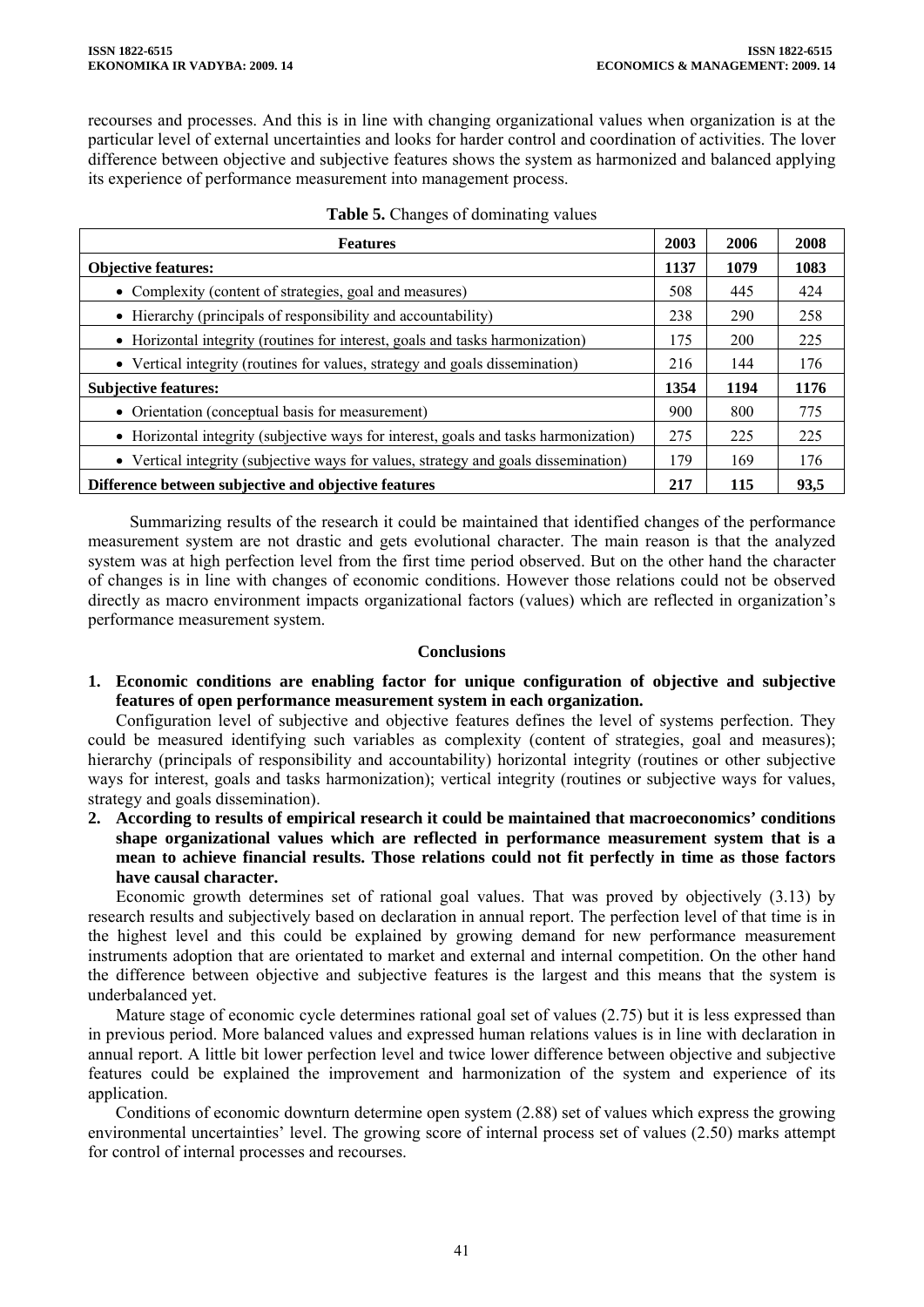recourses and processes. And this is in line with changing organizational values when organization is at the particular level of external uncertainties and looks for harder control and coordination of activities. The lover difference between objective and subjective features shows the system as harmonized and balanced applying its experience of performance measurement into management process.

**Table 5.** Changes of dominating values

| Features | 2003 | 2006 | 2008 |
|---|---|---|---|
| **Objective features:** | **1137** | **1079** | **1083** |
| • Complexity (content of strategies, goal and measures) | 508 | 445 | 424 |
| • Hierarchy (principals of responsibility and accountability) | 238 | 290 | 258 |
| • Horizontal integrity (routines for interest, goals and tasks harmonization) | 175 | 200 | 225 |
| • Vertical integrity (routines for values, strategy and goals dissemination) | 216 | 144 | 176 |
| **Subjective features:** | **1354** | **1194** | **1176** |
| • Orientation (conceptual basis for measurement) | 900 | 800 | 775 |
| • Horizontal integrity (subjective ways for interest, goals and tasks harmonization) | 275 | 225 | 225 |
| • Vertical integrity (subjective ways for values, strategy and goals dissemination) | 179 | 169 | 176 |
| **Difference between subjective and objective features** | **217** | **115** | **93,5** |

Summarizing results of the research it could be maintained that identified changes of the performance measurement system are not drastic and gets evolutional character. The main reason is that the analyzed system was at high perfection level from the first time period observed. But on the other hand the character of changes is in line with changes of economic conditions. However those relations could not be observed directly as macro environment impacts organizational factors (values) which are reflected in organization's performance measurement system.

## Conclusions

1. **Economic conditions are enabling factor for unique configuration of objective and subjective features of open performance measurement system in each organization.**

   Configuration level of subjective and objective features defines the level of systems perfection. They could be measured identifying such variables as complexity (content of strategies, goal and measures); hierarchy (principals of responsibility and accountability) horizontal integrity (routines or other subjective ways for interest, goals and tasks harmonization); vertical integrity (routines or subjective ways for values, strategy and goals dissemination).

2. **According to results of empirical research it could be maintained that macroeconomics' conditions shape organizational values which are reflected in performance measurement system that is a mean to achieve financial results. Those relations could not fit perfectly in time as those factors have causal character.**

   Economic growth determines set of rational goal values. That was proved by objectively (3.13) by research results and subjectively based on declaration in annual report. The perfection level of that time is in the highest level and this could be explained by growing demand for new performance measurement instruments adoption that are orientated to market and external and internal competition. On the other hand the difference between objective and subjective features is the largest and this means that the system is underbalanced yet.

   Mature stage of economic cycle determines rational goal set of values (2.75) but it is less expressed than in previous period. More balanced values and expressed human relations values is in line with declaration in annual report. A little bit lower perfection level and twice lower difference between objective and subjective features could be explained the improvement and harmonization of the system and experience of its application.

   Conditions of economic downturn determine open system (2.88) set of values which express the growing environmental uncertainties' level. The growing score of internal process set of values (2.50) marks attempt for control of internal processes and recourses.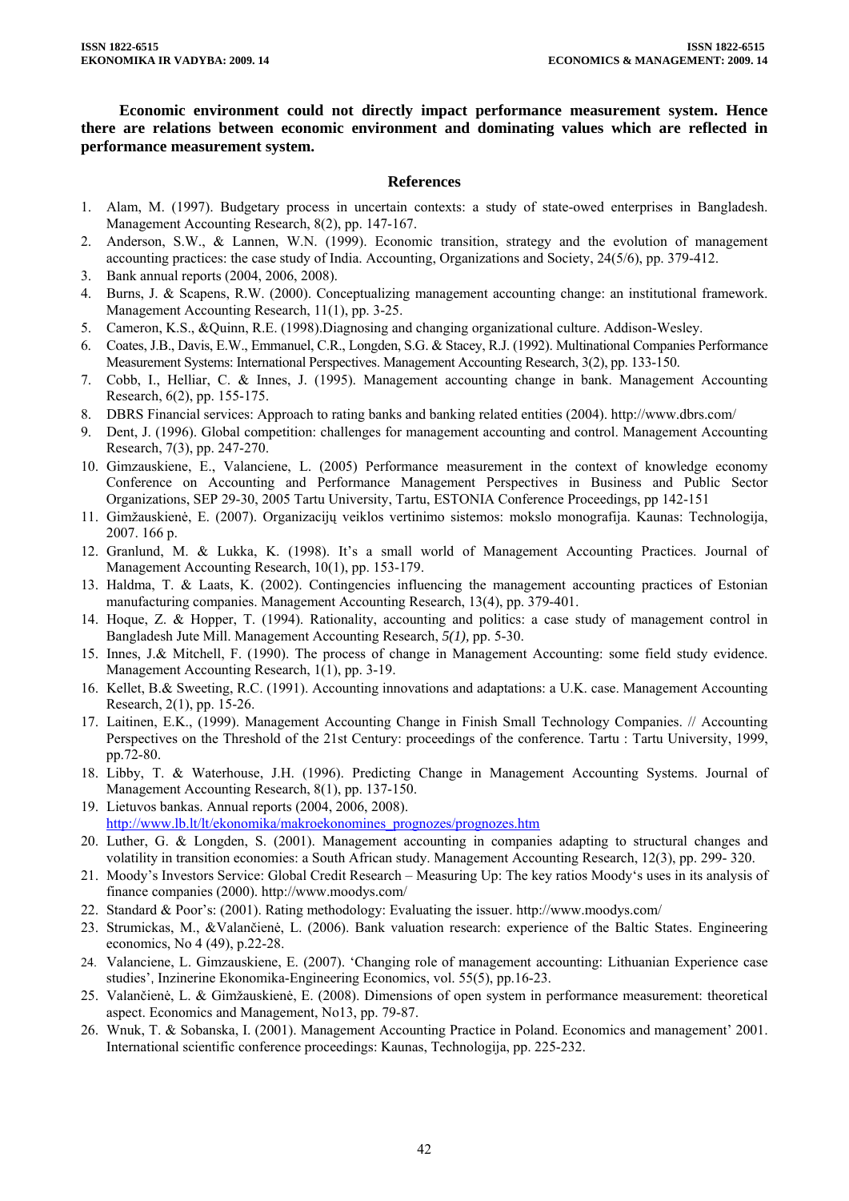**Economic environment could not directly impact performance measurement system. Hence there are relations between economic environment and dominating values which are reflected in performance measurement system.**

## References

1. Alam, M. (1997). Budgetary process in uncertain contexts: a study of state-owed enterprises in Bangladesh. Management Accounting Research, 8(2), pp. 147-167.
2. Anderson, S.W., & Lannen, W.N. (1999). Economic transition, strategy and the evolution of management accounting practices: the case study of India. Accounting, Organizations and Society, 24(5/6), pp. 379-412.
3. Bank annual reports (2004, 2006, 2008).
4. Burns, J. & Scapens, R.W. (2000). Conceptualizing management accounting change: an institutional framework. Management Accounting Research, 11(1), pp. 3-25.
5. Cameron, K.S., &Quinn, R.E. (1998).Diagnosing and changing organizational culture. Addison-Wesley.
6. Coates, J.B., Davis, E.W., Emmanuel, C.R., Longden, S.G. & Stacey, R.J. (1992). Multinational Companies Performance Measurement Systems: International Perspectives. Management Accounting Research, 3(2), pp. 133-150.
7. Cobb, I., Helliar, C. & Innes, J. (1995). Management accounting change in bank. Management Accounting Research, 6(2), pp. 155-175.
8. DBRS Financial services: Approach to rating banks and banking related entities (2004). http://www.dbrs.com/
9. Dent, J. (1996). Global competition: challenges for management accounting and control. Management Accounting Research, 7(3), pp. 247-270.
10. Gimzauskiene, E., Valanciene, L. (2005) Performance measurement in the context of knowledge economy Conference on Accounting and Performance Management Perspectives in Business and Public Sector Organizations, SEP 29-30, 2005 Tartu University, Tartu, ESTONIA Conference Proceedings, pp 142-151
11. Gimžauskienė, E. (2007). Organizacijų veiklos vertinimo sistemos: mokslo monografija. Kaunas: Technologija, 2007. 166 p.
12. Granlund, M. & Lukka, K. (1998). It's a small world of Management Accounting Practices. Journal of Management Accounting Research, 10(1), pp. 153-179.
13. Haldma, T. & Laats, K. (2002). Contingencies influencing the management accounting practices of Estonian manufacturing companies. Management Accounting Research, 13(4), pp. 379-401.
14. Hoque, Z. & Hopper, T. (1994). Rationality, accounting and politics: a case study of management control in Bangladesh Jute Mill. Management Accounting Research, *5(1),* pp. 5-30.
15. Innes, J.& Mitchell, F. (1990). The process of change in Management Accounting: some field study evidence. Management Accounting Research, 1(1), pp. 3-19.
16. Kellet, B.& Sweeting, R.C. (1991). Accounting innovations and adaptations: a U.K. case. Management Accounting Research, 2(1), pp. 15-26.
17. Laitinen, E.K., (1999). Management Accounting Change in Finish Small Technology Companies. // Accounting Perspectives on the Threshold of the 21st Century: proceedings of the conference. Tartu : Tartu University, 1999, pp.72-80.
18. Libby, T. & Waterhouse, J.H. (1996). Predicting Change in Management Accounting Systems. Journal of Management Accounting Research, 8(1), pp. 137-150.
19. Lietuvos bankas. Annual reports (2004, 2006, 2008). http://www.lb.lt/lt/ekonomika/makroekonomines_prognozes/prognozes.htm
20. Luther, G. & Longden, S. (2001). Management accounting in companies adapting to structural changes and volatility in transition economies: a South African study. Management Accounting Research, 12(3), pp. 299- 320.
21. Moody's Investors Service: Global Credit Research – Measuring Up: The key ratios Moody's uses in its analysis of finance companies (2000). http://www.moodys.com/
22. Standard & Poor's: (2001). Rating methodology: Evaluating the issuer. http://www.moodys.com/
23. Strumickas, M., &Valančienė, L. (2006). Bank valuation research: experience of the Baltic States. Engineering economics, No 4 (49), p.22-28.
24. Valanciene, L. Gimzauskiene, E. (2007). 'Changing role of management accounting: Lithuanian Experience case studies', Inzinerine Ekonomika-Engineering Economics, vol. 55(5), pp.16-23.
25. Valančienė, L. & Gimžauskienė, E. (2008). Dimensions of open system in performance measurement: theoretical aspect. Economics and Management, No13, pp. 79-87.
26. Wnuk, T. & Sobanska, I. (2001). Management Accounting Practice in Poland. Economics and management' 2001. International scientific conference proceedings: Kaunas, Technologija, pp. 225-232.